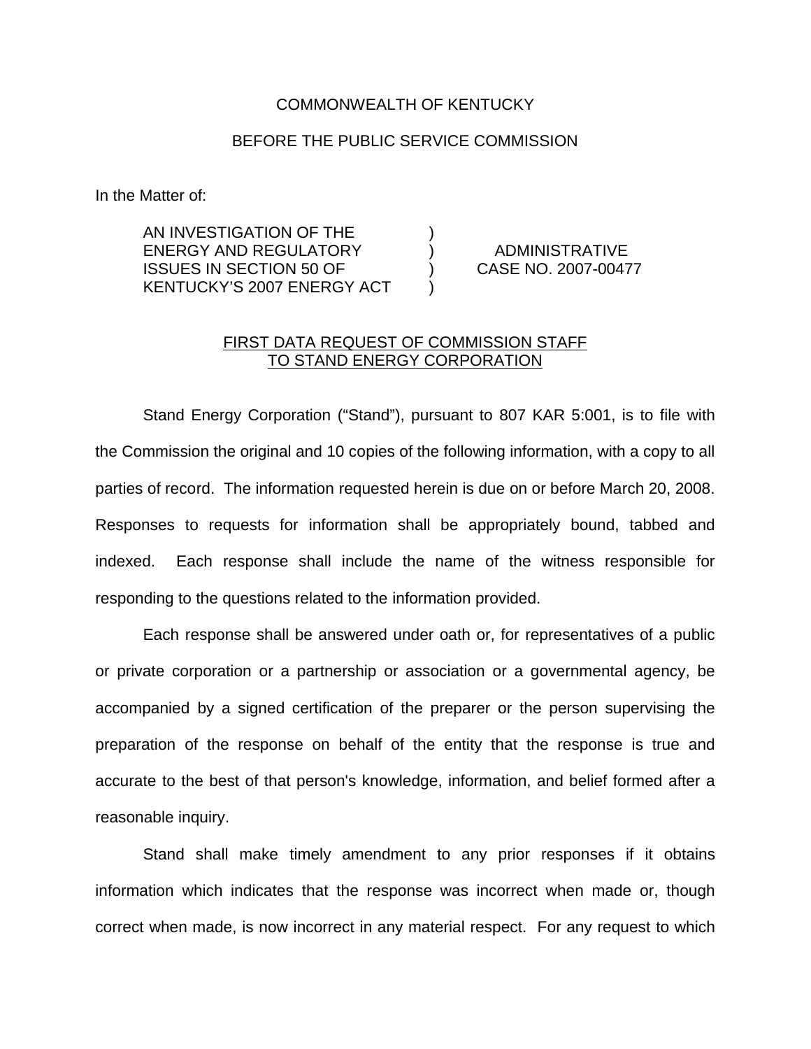COMMONWEALTH OF KENTUCKY

BEFORE THE PUBLIC SERVICE COMMISSION

In the Matter of:

| | | |
|---|---|---|
| AN INVESTIGATION OF THE ENERGY AND REGULATORY ISSUES IN SECTION 50 OF KENTUCKY'S 2007 ENERGY ACT | ) ) ) ) | ADMINISTRATIVE CASE NO. 2007-00477 |

FIRST DATA REQUEST OF COMMISSION STAFF TO STAND ENERGY CORPORATION

Stand Energy Corporation ("Stand"), pursuant to 807 KAR 5:001, is to file with the Commission the original and 10 copies of the following information, with a copy to all parties of record. The information requested herein is due on or before March 20, 2008. Responses to requests for information shall be appropriately bound, tabbed and indexed. Each response shall include the name of the witness responsible for responding to the questions related to the information provided.

Each response shall be answered under oath or, for representatives of a public or private corporation or a partnership or association or a governmental agency, be accompanied by a signed certification of the preparer or the person supervising the preparation of the response on behalf of the entity that the response is true and accurate to the best of that person's knowledge, information, and belief formed after a reasonable inquiry.

Stand shall make timely amendment to any prior responses if it obtains information which indicates that the response was incorrect when made or, though correct when made, is now incorrect in any material respect. For any request to which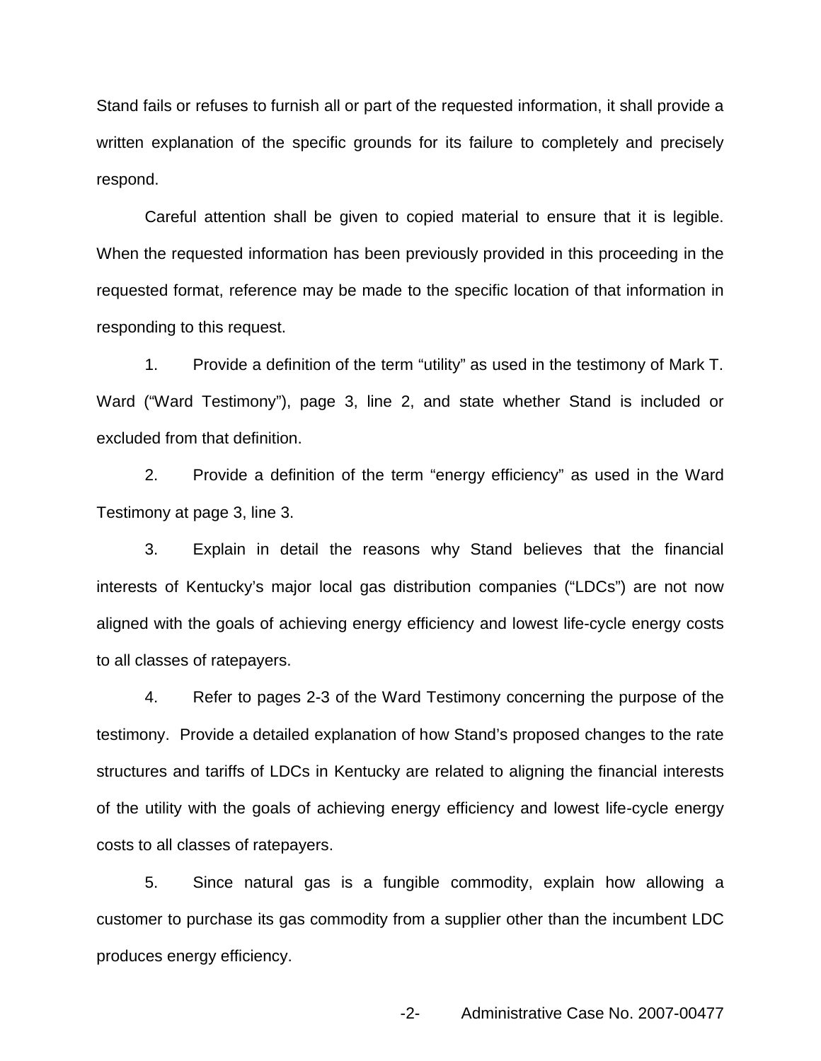Stand fails or refuses to furnish all or part of the requested information, it shall provide a written explanation of the specific grounds for its failure to completely and precisely respond.

Careful attention shall be given to copied material to ensure that it is legible. When the requested information has been previously provided in this proceeding in the requested format, reference may be made to the specific location of that information in responding to this request.

1. Provide a definition of the term "utility" as used in the testimony of Mark T. Ward ("Ward Testimony"), page 3, line 2, and state whether Stand is included or excluded from that definition.

2. Provide a definition of the term "energy efficiency" as used in the Ward Testimony at page 3, line 3.

3. Explain in detail the reasons why Stand believes that the financial interests of Kentucky's major local gas distribution companies ("LDCs") are not now aligned with the goals of achieving energy efficiency and lowest life-cycle energy costs to all classes of ratepayers.

4. Refer to pages 2-3 of the Ward Testimony concerning the purpose of the testimony. Provide a detailed explanation of how Stand's proposed changes to the rate structures and tariffs of LDCs in Kentucky are related to aligning the financial interests of the utility with the goals of achieving energy efficiency and lowest life-cycle energy costs to all classes of ratepayers.

5. Since natural gas is a fungible commodity, explain how allowing a customer to purchase its gas commodity from a supplier other than the incumbent LDC produces energy efficiency.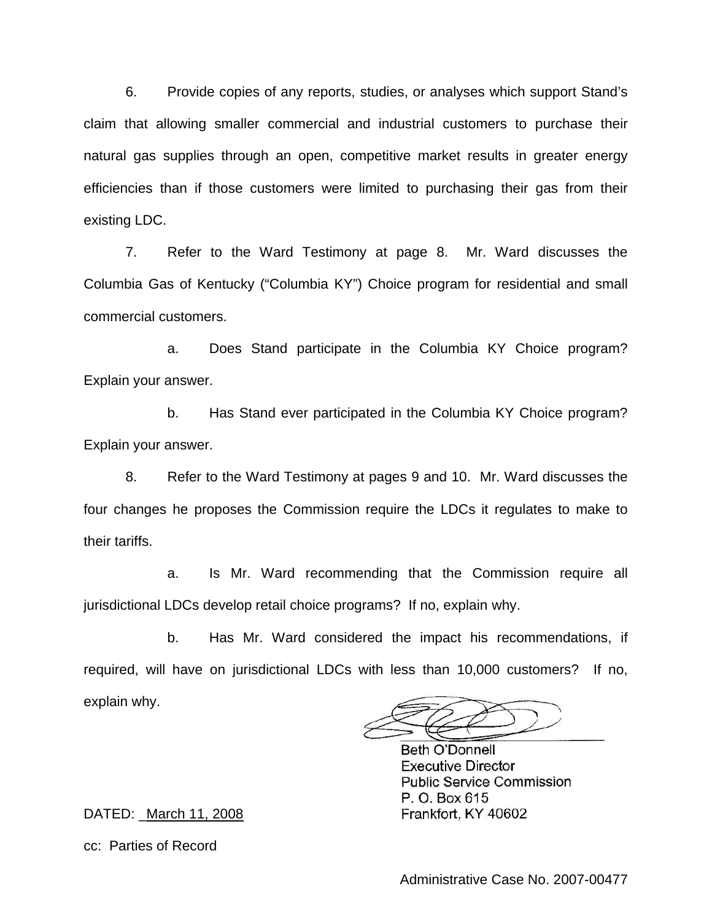6. Provide copies of any reports, studies, or analyses which support Stand's claim that allowing smaller commercial and industrial customers to purchase their natural gas supplies through an open, competitive market results in greater energy efficiencies than if those customers were limited to purchasing their gas from their existing LDC.

7. Refer to the Ward Testimony at page 8. Mr. Ward discusses the Columbia Gas of Kentucky ("Columbia KY") Choice program for residential and small commercial customers.

a. Does Stand participate in the Columbia KY Choice program? Explain your answer.

b. Has Stand ever participated in the Columbia KY Choice program? Explain your answer.

8. Refer to the Ward Testimony at pages 9 and 10. Mr. Ward discusses the four changes he proposes the Commission require the LDCs it regulates to make to their tariffs.

a. Is Mr. Ward recommending that the Commission require all jurisdictional LDCs develop retail choice programs? If no, explain why.

b. Has Mr. Ward considered the impact his recommendations, if required, will have on jurisdictional LDCs with less than 10,000 customers? If no, explain why.

Beth O'Donnell
Executive Director
Public Service Commission
P. O. Box 615
Frankfort, KY 40602

DATED: March 11, 2008

cc: Parties of Record

Administrative Case No. 2007-00477